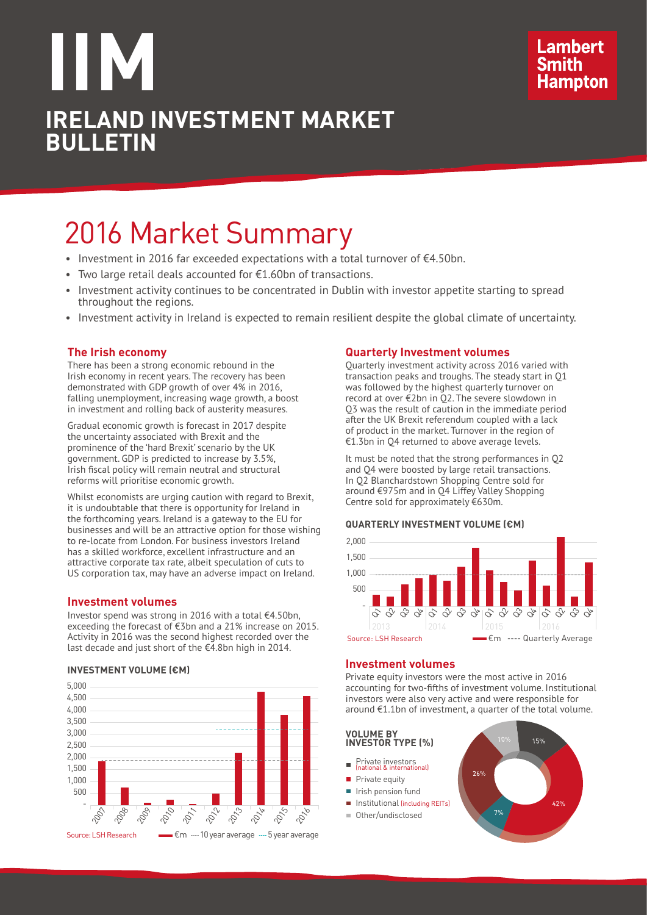# IIM

# IRELAND INVESTMENT MARKET BULLETIN

Lambert Smith Hampton

# 2016 Market Summary

- Investment in 2016 far exceeded expectations with a total turnover of €4.50bn.
- Two large retail deals accounted for €1.60bn of transactions.
- Investment activity continues to be concentrated in Dublin with investor appetite starting to spread throughout the regions.
- Investment activity in Ireland is expected to remain resilient despite the global climate of uncertainty.

### The Irish economy

There has been a strong economic rebound in the Irish economy in recent years. The recovery has been demonstrated with GDP growth of over 4% in 2016, falling unemployment, increasing wage growth, a boost in investment and rolling back of austerity measures.

Gradual economic growth is forecast in 2017 despite the uncertainty associated with Brexit and the prominence of the 'hard Brexit' scenario by the UK government. GDP is predicted to increase by 3.5%, Irish fiscal policy will remain neutral and structural reforms will prioritise economic growth.

Whilst economists are urging caution with regard to Brexit, it is undoubtable that there is opportunity for Ireland in the forthcoming years. Ireland is a gateway to the EU for businesses and will be an attractive option for those wishing to re-locate from London. For business investors Ireland has a skilled workforce, excellent infrastructure and an attractive corporate tax rate, albeit speculation of cuts to US corporation tax, may have an adverse impact on Ireland.

### Investment volumes

Investor spend was strong in 2016 with a total €4.50bn, exceeding the forecast of €3bn and a 21% increase on 2015. Activity in 2016 was the second highest recorded over the last decade and just short of the €4.8bn high in 2014.

**INVESTMENT VOLUME (€M)**

Source: LSH Research — €m ---- 10 year average ---- 5 year average

### Quarterly Investment volumes

Quarterly investment activity across 2016 varied with transaction peaks and troughs. The steady start in Q1 was followed by the highest quarterly turnover on record at over €2bn in Q2. The severe slowdown in Q3 was the result of caution in the immediate period after the UK Brexit referendum coupled with a lack of product in the market. Turnover in the region of €1.3bn in Q4 returned to above average levels.

It must be noted that the strong performances in Q2 and Q4 were boosted by large retail transactions. In Q2 Blanchardstown Shopping Centre sold for around €975m and in Q4 Liffey Valley Shopping Centre sold for approximately €630m.

**QUARTERLY INVESTMENT VOLUME (€M)**

Source: LSH Research — €m ---- Quarterly Average

### Investment volumes

Private equity investors were the most active in 2016 accounting for two-fifths of investment volume. Institutional investors were also very active and were responsible for around €1.1bn of investment, a quarter of the total volume.

**VOLUME BY INVESTOR TYPE (%)**

| Investor type | % |
|---|---|
| Private investors (national & international) | 15% |
| Private equity | 42% |
| Irish pension fund | 7% |
| Institutional (including REITs) | 26% |
| Other/undisclosed | 10% |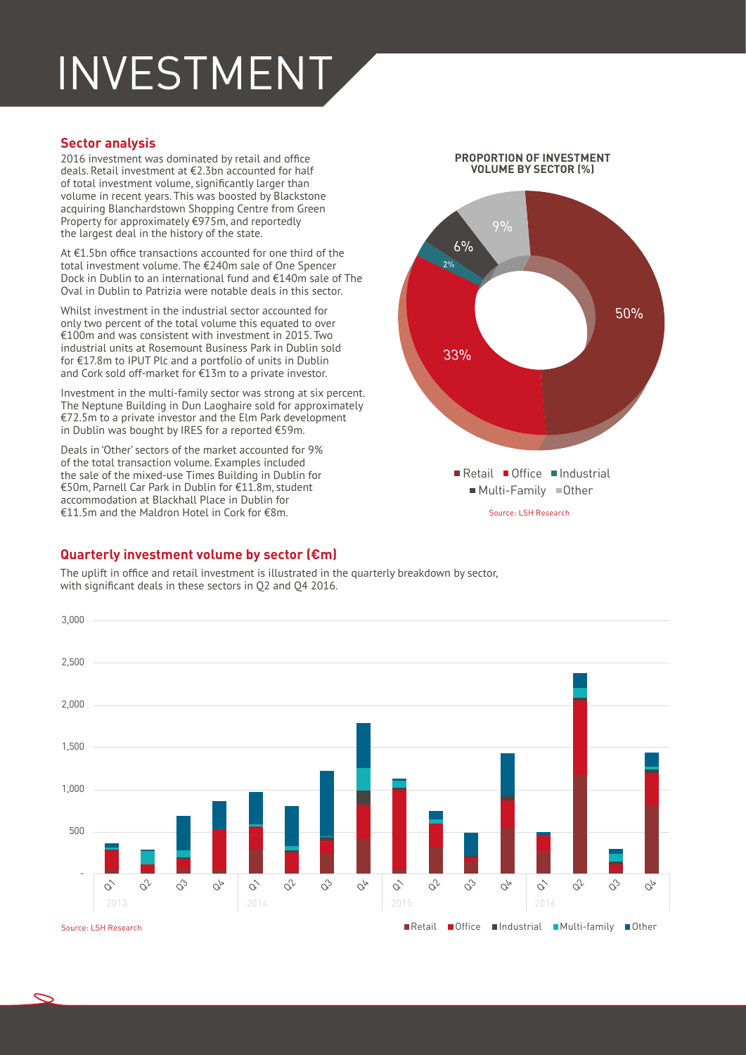# INVESTMENT

## Sector analysis

2016 investment was dominated by retail and office deals. Retail investment at €2.3bn accounted for half of total investment volume, significantly larger than volume in recent years. This was boosted by Blackstone acquiring Blanchardstown Shopping Centre from Green Property for approximately €975m, and reportedly the largest deal in the history of the state.

At €1.5bn office transactions accounted for one third of the total investment volume. The €240m sale of One Spencer Dock in Dublin to an international fund and €140m sale of The Oval in Dublin to Patrizia were notable deals in this sector.

Whilst investment in the industrial sector accounted for only two percent of the total volume this equated to over €100m and was consistent with investment in 2015. Two industrial units at Rosemount Business Park in Dublin sold for €17.8m to IPUT Plc and a portfolio of units in Dublin and Cork sold off-market for €13m to a private investor.

Investment in the multi-family sector was strong at six percent. The Neptune Building in Dun Laoghaire sold for approximately €72.5m to a private investor and the Elm Park development in Dublin was bought by IRES for a reported €59m.

Deals in 'Other' sectors of the market accounted for 9% of the total transaction volume. Examples included the sale of the mixed-use Times Building in Dublin for €50m, Parnell Car Park in Dublin for €11.8m, student accommodation at Blackhall Place in Dublin for €11.5m and the Maldron Hotel in Cork for €8m.

**PROPORTION OF INVESTMENT VOLUME BY SECTOR (%)**

| Sector | % |
|---|---|
| Retail | 50% |
| Office | 33% |
| Industrial | 2% |
| Multi-Family | 6% |
| Other | 9% |

Source: LSH Research

## Quarterly investment volume by sector (€m)

The uplift in office and retail investment is illustrated in the quarterly breakdown by sector, with significant deals in these sectors in Q2 and Q4 2016.

Source: LSH Research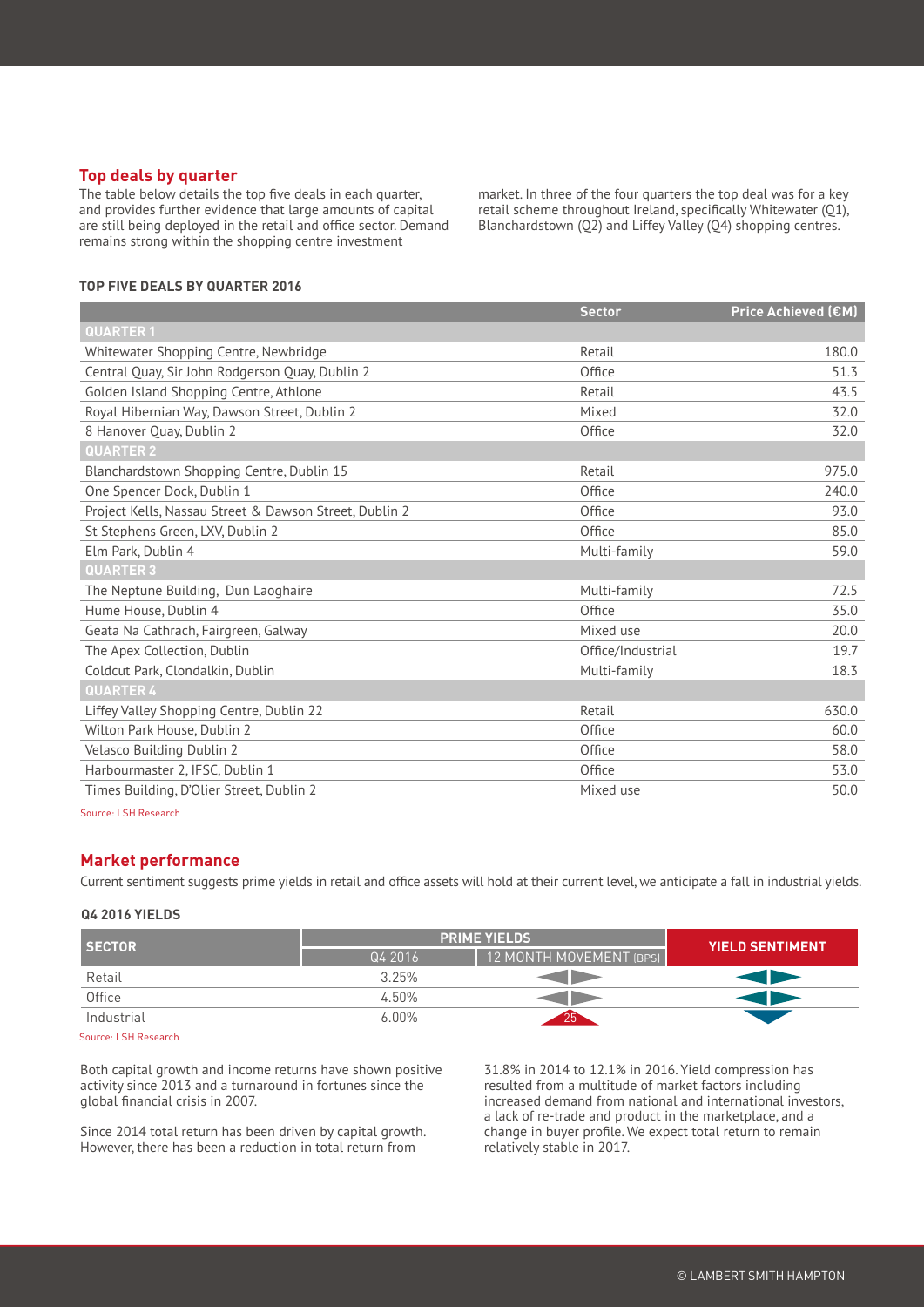## Top deals by quarter

The table below details the top five deals in each quarter, and provides further evidence that large amounts of capital are still being deployed in the retail and office sector. Demand remains strong within the shopping centre investment market. In three of the four quarters the top deal was for a key retail scheme throughout Ireland, specifically Whitewater (Q1), Blanchardstown (Q2) and Liffey Valley (Q4) shopping centres.

### TOP FIVE DEALS BY QUARTER 2016

| | Sector | Price Achieved (€M) |
|---|---|---|
| **QUARTER 1** | | |
| Whitewater Shopping Centre, Newbridge | Retail | 180.0 |
| Central Quay, Sir John Rodgerson Quay, Dublin 2 | Office | 51.3 |
| Golden Island Shopping Centre, Athlone | Retail | 43.5 |
| Royal Hibernian Way, Dawson Street, Dublin 2 | Mixed | 32.0 |
| 8 Hanover Quay, Dublin 2 | Office | 32.0 |
| **QUARTER 2** | | |
| Blanchardstown Shopping Centre, Dublin 15 | Retail | 975.0 |
| One Spencer Dock, Dublin 1 | Office | 240.0 |
| Project Kells, Nassau Street & Dawson Street, Dublin 2 | Office | 93.0 |
| St Stephens Green, LXV, Dublin 2 | Office | 85.0 |
| Elm Park, Dublin 4 | Multi-family | 59.0 |
| **QUARTER 3** | | |
| The Neptune Building, Dun Laoghaire | Multi-family | 72.5 |
| Hume House, Dublin 4 | Office | 35.0 |
| Geata Na Cathrach, Fairgreen, Galway | Mixed use | 20.0 |
| The Apex Collection, Dublin | Office/Industrial | 19.7 |
| Coldcut Park, Clondalkin, Dublin | Multi-family | 18.3 |
| **QUARTER 4** | | |
| Liffey Valley Shopping Centre, Dublin 22 | Retail | 630.0 |
| Wilton Park House, Dublin 2 | Office | 60.0 |
| Velasco Building Dublin 2 | Office | 58.0 |
| Harbourmaster 2, IFSC, Dublin 1 | Office | 53.0 |
| Times Building, D'Olier Street, Dublin 2 | Mixed use | 50.0 |

Source: LSH Research

## Market performance

Current sentiment suggests prime yields in retail and office assets will hold at their current level, we anticipate a fall in industrial yields.

### Q4 2016 YIELDS

| SECTOR | PRIME YIELDS | | YIELD SENTIMENT |
|---|---|---|---|
| | Q4 2016 | 12 MONTH MOVEMENT (BPS) | |
| Retail | 3.25% | ◄► | ◄► |
| Office | 4.50% | ◄► | ◄► |
| Industrial | 6.00% | ▲ 25 | ▼ |

Source: LSH Research

Both capital growth and income returns have shown positive activity since 2013 and a turnaround in fortunes since the global financial crisis in 2007.

Since 2014 total return has been driven by capital growth. However, there has been a reduction in total return from 31.8% in 2014 to 12.1% in 2016. Yield compression has resulted from a multitude of market factors including increased demand from national and international investors, a lack of re-trade and product in the marketplace, and a change in buyer profile. We expect total return to remain relatively stable in 2017.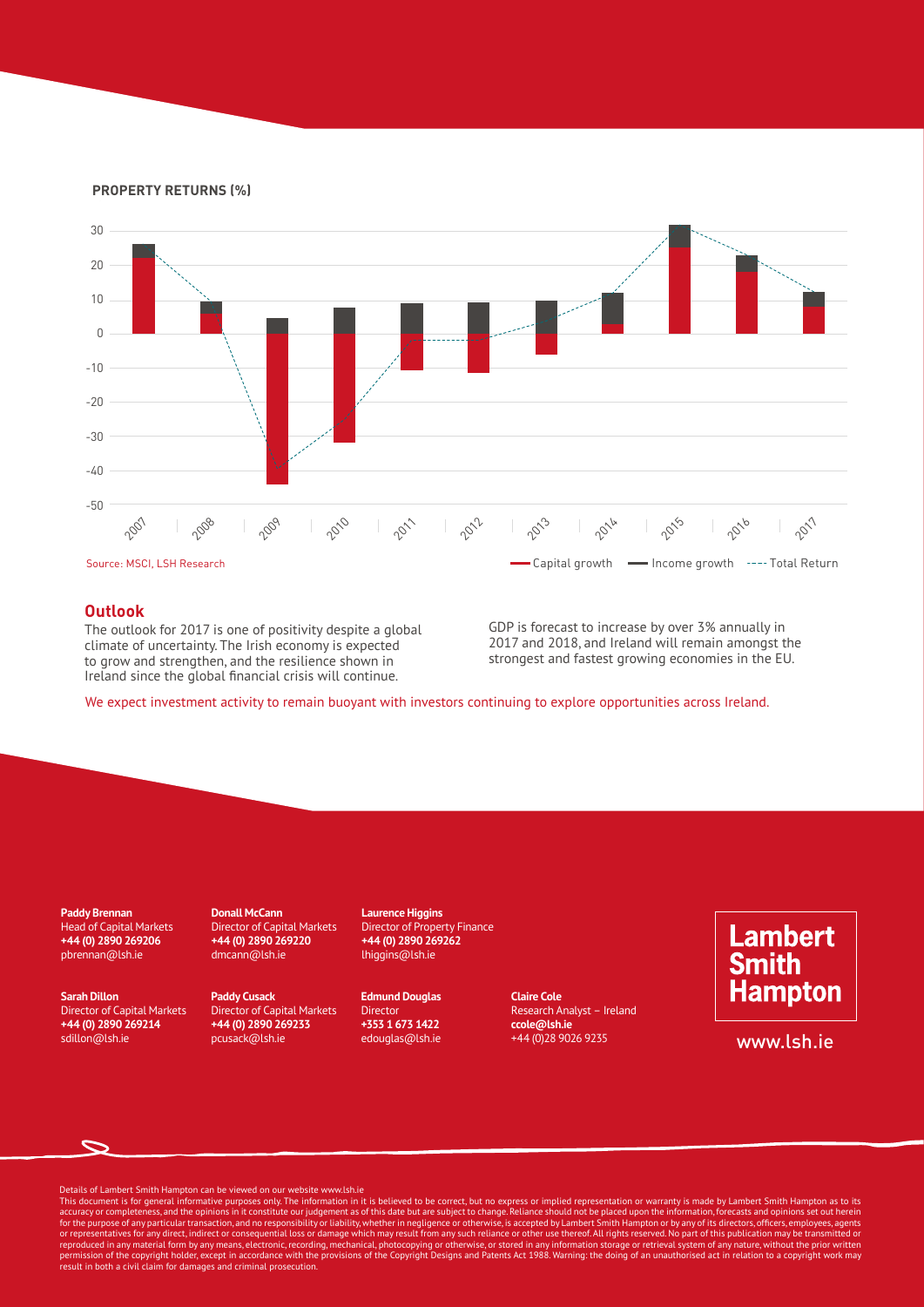**PROPERTY RETURNS (%)**

30
20
10
0
-10
-20
-30
-40
-50

2007 2008 2009 2010 2011 2012 2013 2014 2015 2016 2017

Source: MSCI, LSH Research

Capital growth — Income growth ---- Total Return

## Outlook

The outlook for 2017 is one of positivity despite a global climate of uncertainty. The Irish economy is expected to grow and strengthen, and the resilience shown in Ireland since the global financial crisis will continue.

GDP is forecast to increase by over 3% annually in 2017 and 2018, and Ireland will remain amongst the strongest and fastest growing economies in the EU.

We expect investment activity to remain buoyant with investors continuing to explore opportunities across Ireland.

**Paddy Brennan**
Head of Capital Markets
**+44 (0) 2890 269206**
pbrennan@lsh.ie

**Sarah Dillon**
Director of Capital Markets
**+44 (0) 2890 269214**
sdillon@lsh.ie

**Donall McCann**
Director of Capital Markets
**+44 (0) 2890 269220**
dmcann@lsh.ie

**Paddy Cusack**
Director of Capital Markets
**+44 (0) 2890 269233**
pcusack@lsh.ie

**Laurence Higgins**
Director of Property Finance
**+44 (0) 2890 269262**
lhiggins@lsh.ie

**Edmund Douglas**
Director
**+353 1 673 1422**
edouglas@lsh.ie

**Claire Cole**
Research Analyst – Ireland
**ccole@lsh.ie**
+44 (0)28 9026 9235

**Lambert Smith Hampton**

www.lsh.ie

Details of Lambert Smith Hampton can be viewed on our website www.lsh.ie
This document is for general informative purposes only. The information in it is believed to be correct, but no express or implied representation or warranty is made by Lambert Smith Hampton as to its accuracy or completeness, and the opinions in it constitute our judgement as of this date but are subject to change. Reliance should not be placed upon the information, forecasts and opinions set out herein for the purpose of any particular transaction, and no responsibility or liability, whether in negligence or otherwise, is accepted by Lambert Smith Hampton or by any of its directors, officers, employees, agents or representatives for any direct, indirect or consequential loss or damage which may result from any such reliance or other use thereof. All rights reserved. No part of this publication may be transmitted or reproduced in any material form by any means, electronic, recording, mechanical, photocopying or otherwise, or stored in any information storage or retrieval system of any nature, without the prior written permission of the copyright holder, except in accordance with the provisions of the Copyright Designs and Patents Act 1988. Warning: the doing of an unauthorised act in relation to a copyright work may result in both a civil claim for damages and criminal prosecution.